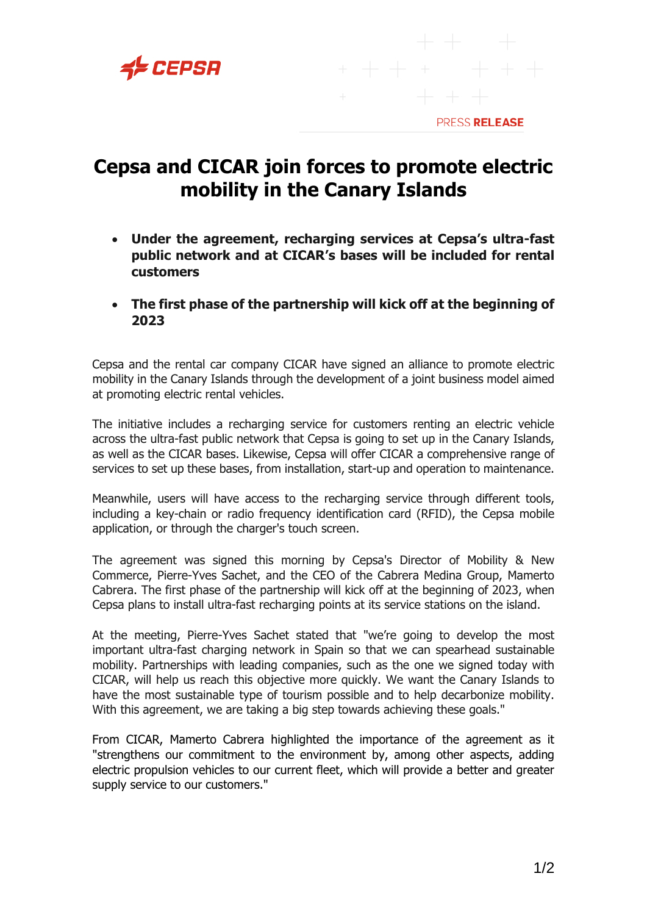PRESS **RELEASE**

# Cepsa and CICAR join forces to promote electric mobility in the Canary Islands

- **Under the agreement, recharging services at Cepsa's ultra-fast public network and at CICAR's bases will be included for rental customers**
- **The first phase of the partnership will kick off at the beginning of 2023**

Cepsa and the rental car company CICAR have signed an alliance to promote electric mobility in the Canary Islands through the development of a joint business model aimed at promoting electric rental vehicles.

The initiative includes a recharging service for customers renting an electric vehicle across the ultra-fast public network that Cepsa is going to set up in the Canary Islands, as well as the CICAR bases. Likewise, Cepsa will offer CICAR a comprehensive range of services to set up these bases, from installation, start-up and operation to maintenance.

Meanwhile, users will have access to the recharging service through different tools, including a key-chain or radio frequency identification card (RFID), the Cepsa mobile application, or through the charger's touch screen.

The agreement was signed this morning by Cepsa's Director of Mobility & New Commerce, Pierre-Yves Sachet, and the CEO of the Cabrera Medina Group, Mamerto Cabrera. The first phase of the partnership will kick off at the beginning of 2023, when Cepsa plans to install ultra-fast recharging points at its service stations on the island.

At the meeting, Pierre-Yves Sachet stated that "we're going to develop the most important ultra-fast charging network in Spain so that we can spearhead sustainable mobility. Partnerships with leading companies, such as the one we signed today with CICAR, will help us reach this objective more quickly. We want the Canary Islands to have the most sustainable type of tourism possible and to help decarbonize mobility. With this agreement, we are taking a big step towards achieving these goals."

From CICAR, Mamerto Cabrera highlighted the importance of the agreement as it "strengthens our commitment to the environment by, among other aspects, adding electric propulsion vehicles to our current fleet, which will provide a better and greater supply service to our customers."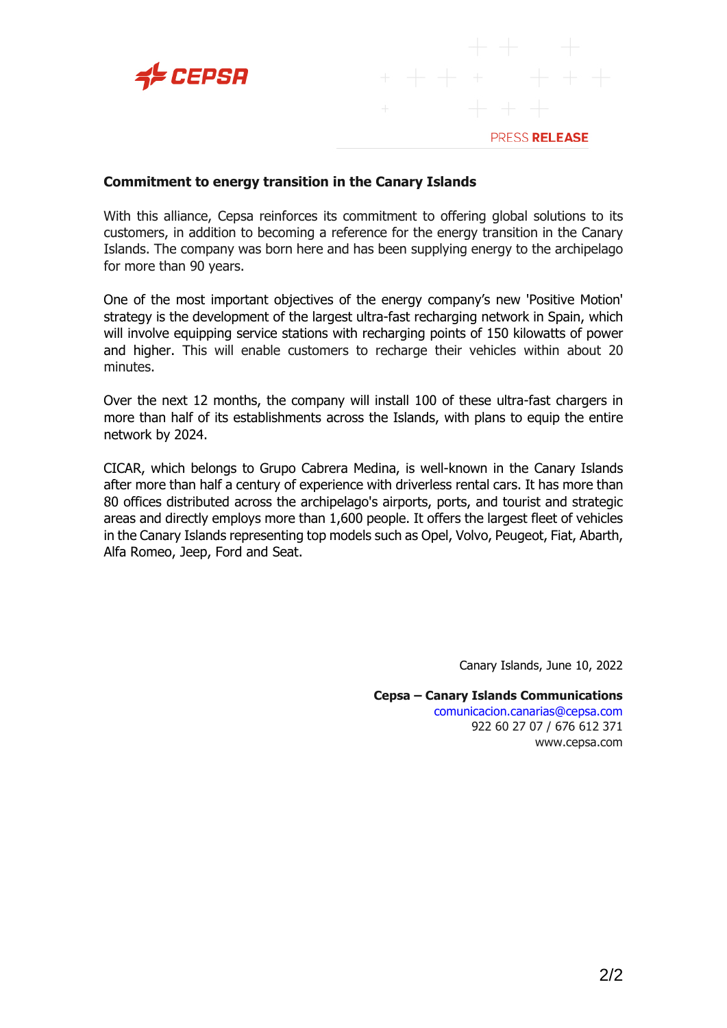### Commitment to energy transition in the Canary Islands

With this alliance, Cepsa reinforces its commitment to offering global solutions to its customers, in addition to becoming a reference for the energy transition in the Canary Islands. The company was born here and has been supplying energy to the archipelago for more than 90 years.

One of the most important objectives of the energy company's new 'Positive Motion' strategy is the development of the largest ultra-fast recharging network in Spain, which will involve equipping service stations with recharging points of 150 kilowatts of power and higher. This will enable customers to recharge their vehicles within about 20 minutes.

Over the next 12 months, the company will install 100 of these ultra-fast chargers in more than half of its establishments across the Islands, with plans to equip the entire network by 2024.

CICAR, which belongs to Grupo Cabrera Medina, is well-known in the Canary Islands after more than half a century of experience with driverless rental cars. It has more than 80 offices distributed across the archipelago's airports, ports, and tourist and strategic areas and directly employs more than 1,600 people. It offers the largest fleet of vehicles in the Canary Islands representing top models such as Opel, Volvo, Peugeot, Fiat, Abarth, Alfa Romeo, Jeep, Ford and Seat.

Canary Islands, June 10, 2022

**Cepsa – Canary Islands Communications**
comunicacion.canarias@cepsa.com
922 60 27 07 / 676 612 371
www.cepsa.com